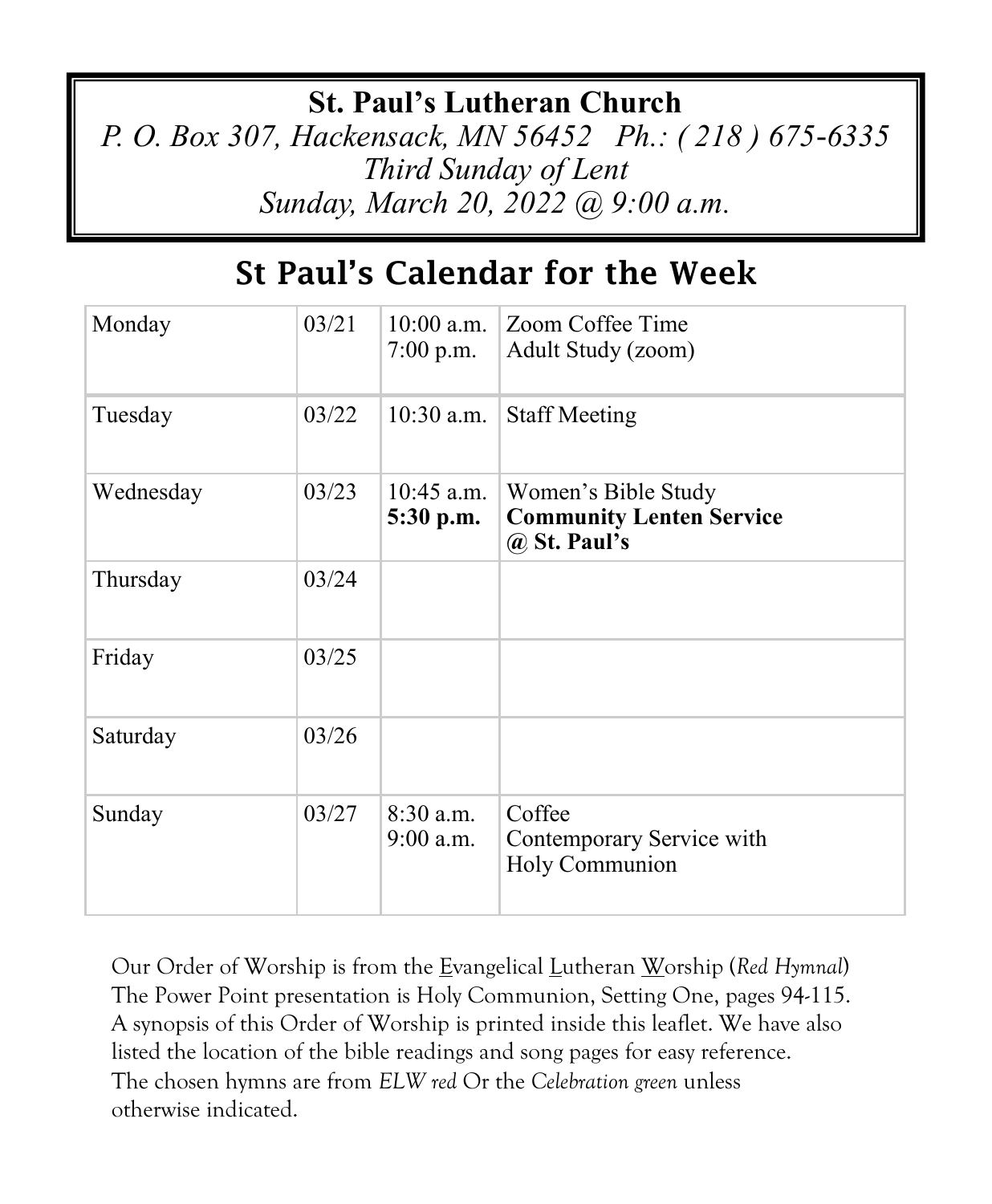# St. Paul's Lutheran Church

*P. O. Box 307, Hackensack, MN 56452   Ph.: ( 218 ) 675-6335*

*Third Sunday of Lent*

*Sunday, March 20, 2022 @ 9:00 a.m.*

## St Paul's Calendar for the Week

| Day | Date | Time | Event |
|---|---|---|---|
| Monday | 03/21 | 10:00 a.m.<br>7:00 p.m. | Zoom Coffee Time<br>Adult Study (zoom) |
| Tuesday | 03/22 | 10:30 a.m. | Staff Meeting |
| Wednesday | 03/23 | 10:45 a.m.<br>**5:30 p.m.** | Women's Bible Study<br>**Community Lenten Service @ St. Paul's** |
| Thursday | 03/24 | | |
| Friday | 03/25 | | |
| Saturday | 03/26 | | |
| Sunday | 03/27 | 8:30 a.m.<br>9:00 a.m. | Coffee<br>Contemporary Service with Holy Communion |

Our Order of Worship is from the Evangelical Lutheran Worship (*Red Hymnal*) The Power Point presentation is Holy Communion, Setting One, pages 94-115. A synopsis of this Order of Worship is printed inside this leaflet. We have also listed the location of the bible readings and song pages for easy reference. The chosen hymns are from *ELW red* Or the *Celebration green* unless otherwise indicated.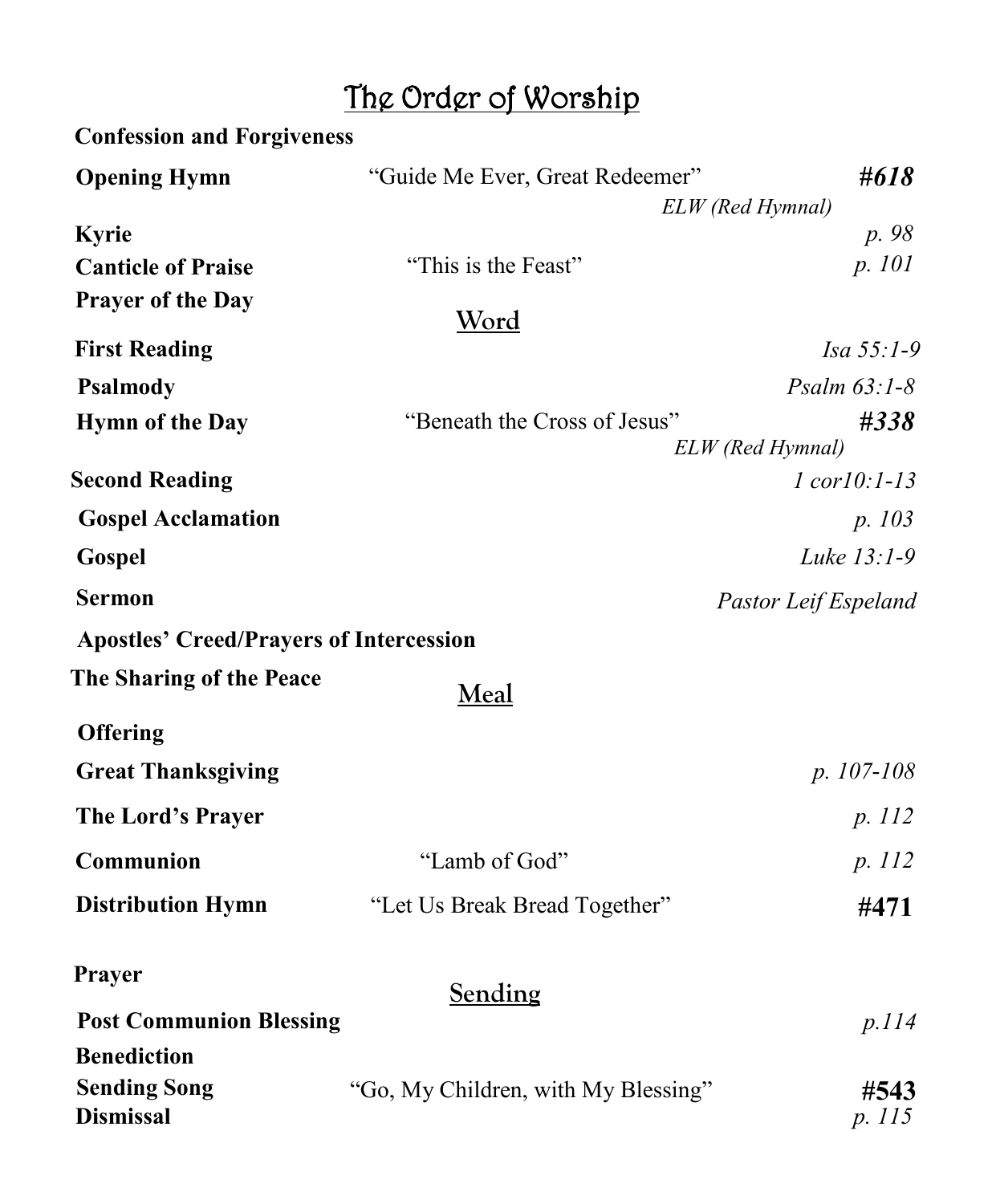# The Order of Worship

**Confession and Forgiveness**

**Opening Hymn** “Guide Me Ever, Great Redeemer” ***#618***
*ELW (Red Hymnal)*

**Kyrie** *p. 98*

**Canticle of Praise** “This is the Feast” *p. 101*

**Prayer of the Day**

## Word

**First Reading** *Isa 55:1-9*

**Psalmody** *Psalm 63:1-8*

**Hymn of the Day** “Beneath the Cross of Jesus” ***#338***
*ELW (Red Hymnal)*

**Second Reading** *1 cor10:1-13*

**Gospel Acclamation** *p. 103*

**Gospel** *Luke 13:1-9*

**Sermon** *Pastor Leif Espeland*

**Apostles’ Creed/Prayers of Intercession**

**The Sharing of the Peace**

## Meal

**Offering**

**Great Thanksgiving** *p. 107-108*

**The Lord’s Prayer** *p. 112*

**Communion** “Lamb of God” *p. 112*

**Distribution Hymn** “Let Us Break Bread Together” **#471**

**Prayer**

## Sending

**Post Communion Blessing** *p.114*

**Benediction**

**Sending Song** “Go, My Children, with My Blessing” **#543**

**Dismissal** *p. 115*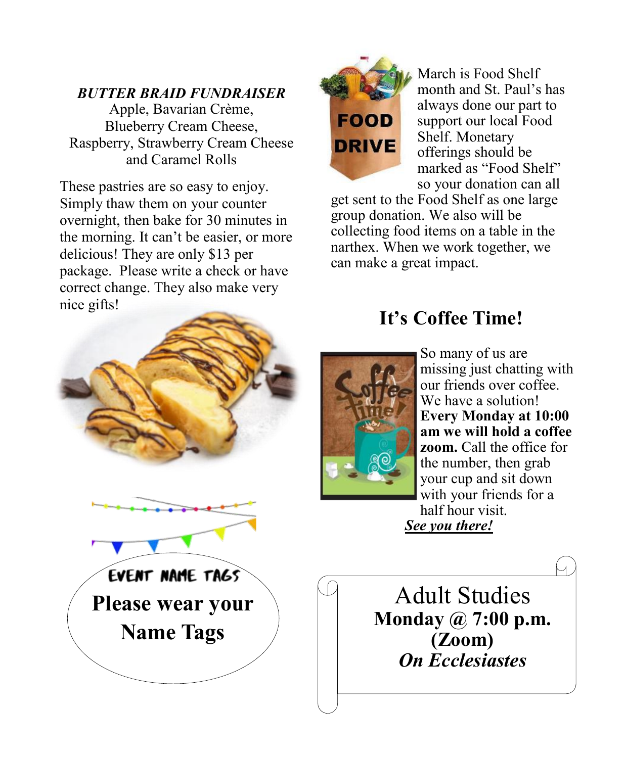***BUTTER BRAID FUNDRAISER***

Apple, Bavarian Crème,
Blueberry Cream Cheese,
Raspberry, Strawberry Cream Cheese
and Caramel Rolls

These pastries are so easy to enjoy. Simply thaw them on your counter overnight, then bake for 30 minutes in the morning. It can't be easier, or more delicious! They are only $13 per package. Please write a check or have correct change. They also make very nice gifts!

EVENT NAME TAGS

**Please wear your Name Tags**

March is Food Shelf month and St. Paul's has always done our part to support our local Food Shelf. Monetary offerings should be marked as "Food Shelf" so your donation can all get sent to the Food Shelf as one large group donation. We also will be collecting food items on a table in the narthex. When we work together, we can make a great impact.

## It's Coffee Time!

So many of us are missing just chatting with our friends over coffee. We have a solution! **Every Monday at 10:00 am we will hold a coffee zoom.** Call the office for the number, then grab your cup and sit down with your friends for a half hour visit.

***See you there!***

Adult Studies

**Monday @ 7:00 p.m.**

**(Zoom)**

***On Ecclesiastes***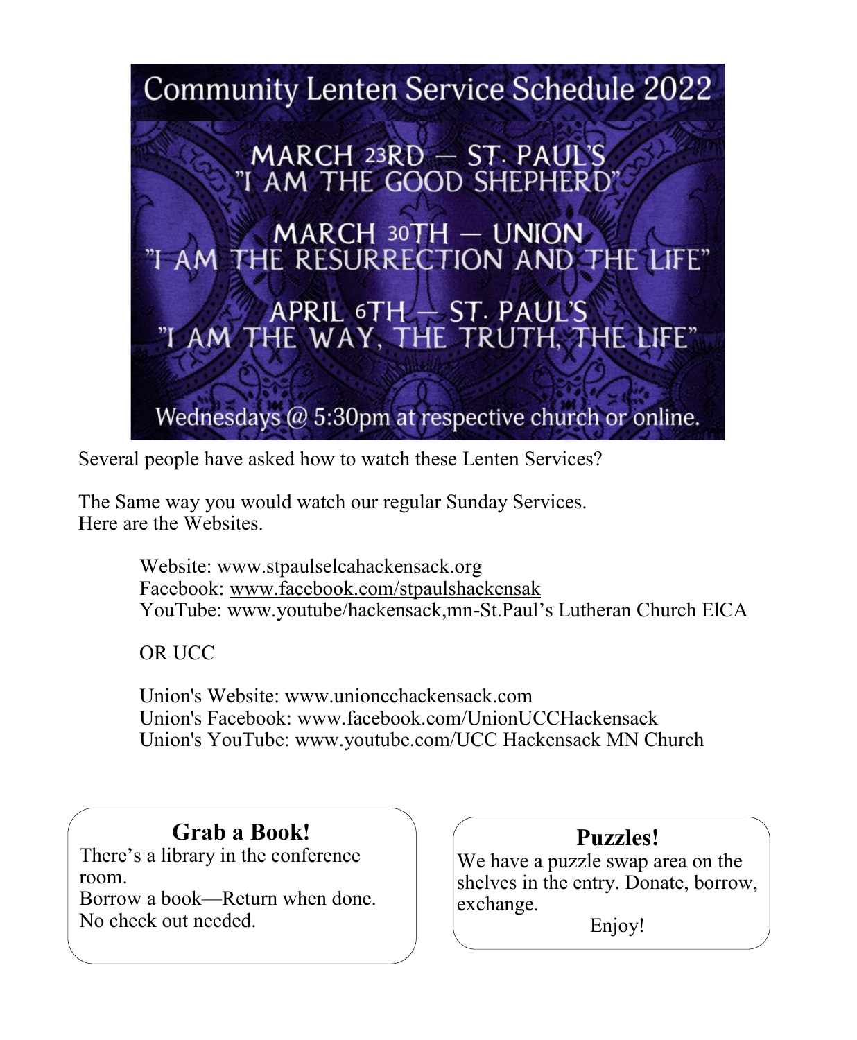# Community Lenten Service Schedule 2022

MARCH 23RD — ST. PAUL'S
"I AM THE GOOD SHEPHERD"

MARCH 30TH — UNION
"I AM THE RESURRECTION AND THE LIFE"

APRIL 6TH — ST. PAUL'S
"I AM THE WAY, THE TRUTH, THE LIFE"

Wednesdays @ 5:30pm at respective church or online.

Several people have asked how to watch these Lenten Services?

The Same way you would watch our regular Sunday Services.
Here are the Websites.

Website: www.stpaulselcahackensack.org
Facebook: www.facebook.com/stpaulshackensak
YouTube: www.youtube/hackensack,mn-St.Paul's Lutheran Church ElCA

OR UCC

Union's Website: www.unioncchackensack.com
Union's Facebook: www.facebook.com/UnionUCCHackensack
Union's YouTube: www.youtube.com/UCC Hackensack MN Church

## Grab a Book!

There's a library in the conference room.
Borrow a book—Return when done.
No check out needed.

## Puzzles!

We have a puzzle swap area on the shelves in the entry. Donate, borrow, exchange.

Enjoy!